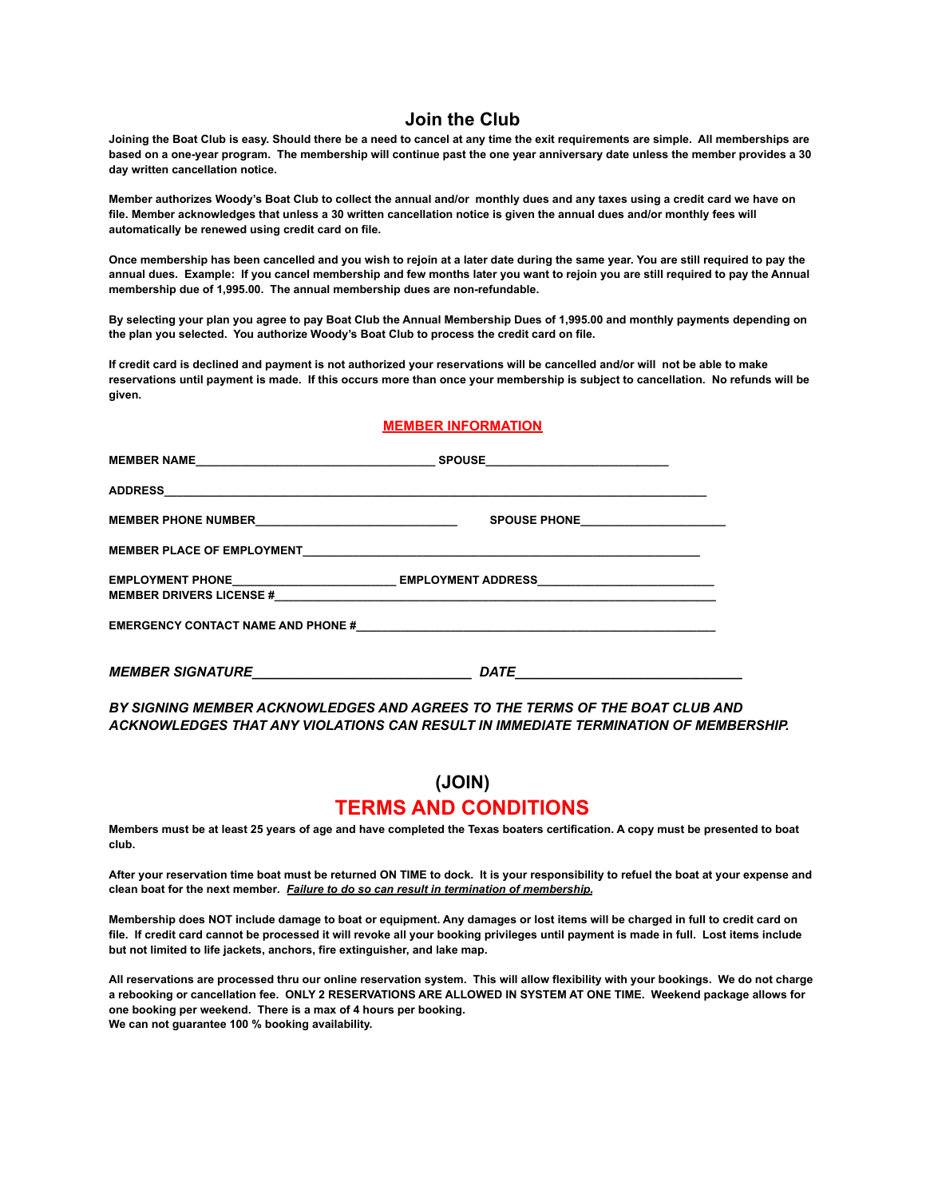## Join the Club

**Joining the Boat Club is easy. Should there be a need to cancel at any time the exit requirements are simple. All memberships are based on a one-year program. The membership will continue past the one year anniversary date unless the member provides a 30 day written cancellation notice.**

**Member authorizes Woody's Boat Club to collect the annual and/or monthly dues and any taxes using a credit card we have on file. Member acknowledges that unless a 30 written cancellation notice is given the annual dues and/or monthly fees will automatically be renewed using credit card on file.**

**Once membership has been cancelled and you wish to rejoin at a later date during the same year. You are still required to pay the annual dues. Example: If you cancel membership and few months later you want to rejoin you are still required to pay the Annual membership due of 1,995.00. The annual membership dues are non-refundable.**

**By selecting your plan you agree to pay Boat Club the Annual Membership Dues of 1,995.00 and monthly payments depending on the plan you selected. You authorize Woody's Boat Club to process the credit card on file.**

**If credit card is declined and payment is not authorized your reservations will be cancelled and/or will not be able to make reservations until payment is made. If this occurs more than once your membership is subject to cancellation. No refunds will be given.**

### MEMBER INFORMATION

**MEMBER NAME**_____________________________________ **SPOUSE**____________________________

**ADDRESS**_____________________________________________________________________________________

**MEMBER PHONE NUMBER**_______________________________ **SPOUSE PHONE**______________________

**MEMBER PLACE OF EMPLOYMENT**_____________________________________________________________

**EMPLOYMENT PHONE**_________________________ **EMPLOYMENT ADDRESS**___________________________

**MEMBER DRIVERS LICENSE #**___________________________________________________________________

**EMERGENCY CONTACT NAME AND PHONE #**_______________________________________________________

***MEMBER SIGNATURE***_________________________________ ***DATE***__________________________________

***BY SIGNING MEMBER ACKNOWLEDGES AND AGREES TO THE TERMS OF THE BOAT CLUB AND ACKNOWLEDGES THAT ANY VIOLATIONS CAN RESULT IN IMMEDIATE TERMINATION OF MEMBERSHIP.***

## (JOIN)

## TERMS AND CONDITIONS

**Members must be at least 25 years of age and have completed the Texas boaters certification. A copy must be presented to boat club.**

**After your reservation time boat must be returned ON TIME to dock. It is your responsibility to refuel the boat at your expense and clean boat for the next member. *Failure to do so can result in termination of membership.***

**Membership does NOT include damage to boat or equipment. Any damages or lost items will be charged in full to credit card on file. If credit card cannot be processed it will revoke all your booking privileges until payment is made in full. Lost items include but not limited to life jackets, anchors, fire extinguisher, and lake map.**

**All reservations are processed thru our online reservation system. This will allow flexibility with your bookings. We do not charge a rebooking or cancellation fee. ONLY 2 RESERVATIONS ARE ALLOWED IN SYSTEM AT ONE TIME. Weekend package allows for one booking per weekend. There is a max of 4 hours per booking.**
**We can not guarantee 100 % booking availability.**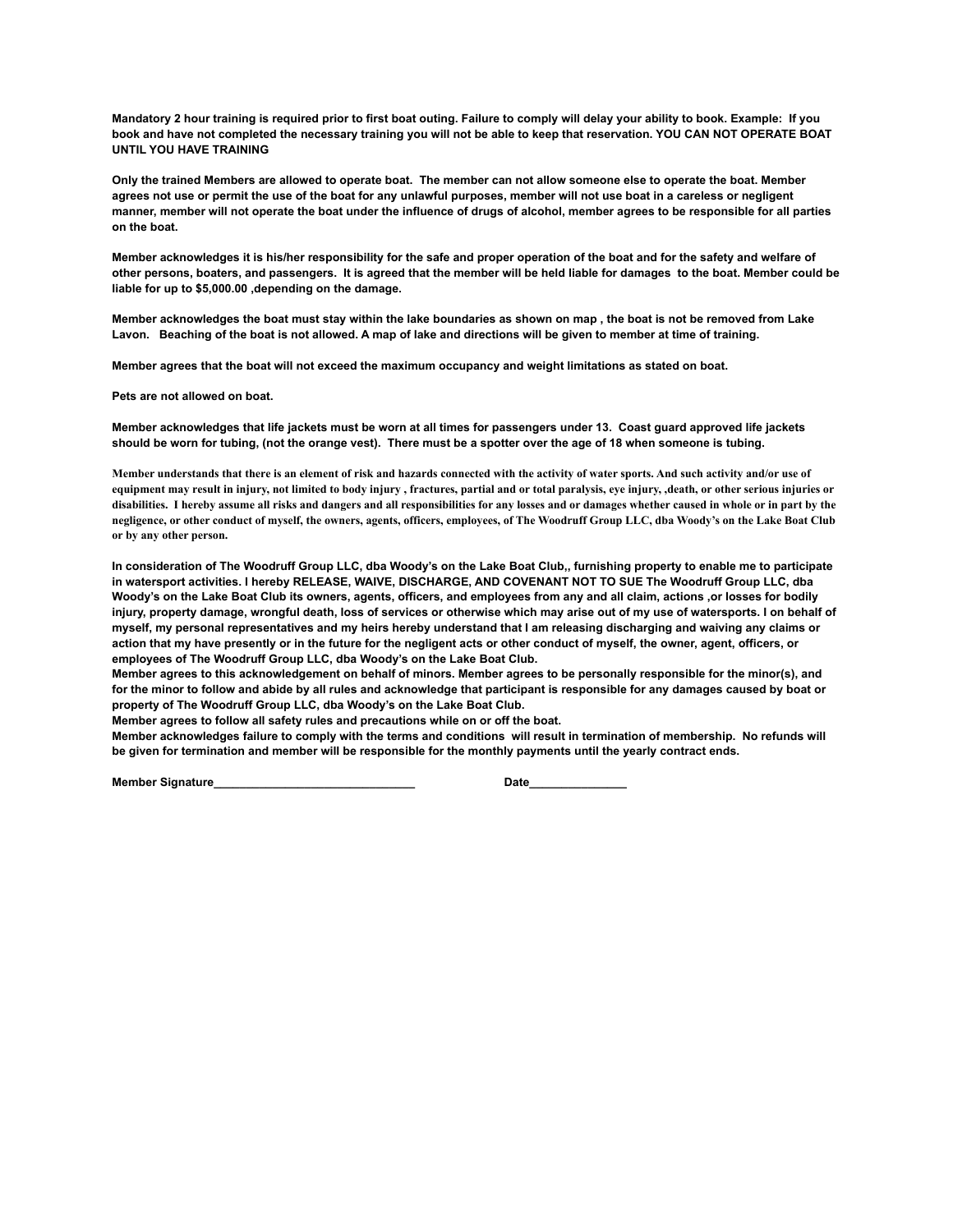**Mandatory 2 hour training is required prior to first boat outing. Failure to comply will delay your ability to book. Example: If you book and have not completed the necessary training you will not be able to keep that reservation. YOU CAN NOT OPERATE BOAT UNTIL YOU HAVE TRAINING**

**Only the trained Members are allowed to operate boat. The member can not allow someone else to operate the boat. Member agrees not use or permit the use of the boat for any unlawful purposes, member will not use boat in a careless or negligent manner, member will not operate the boat under the influence of drugs of alcohol, member agrees to be responsible for all parties on the boat.**

**Member acknowledges it is his/her responsibility for the safe and proper operation of the boat and for the safety and welfare of other persons, boaters, and passengers. It is agreed that the member will be held liable for damages to the boat. Member could be liable for up to $5,000.00 ,depending on the damage.**

**Member acknowledges the boat must stay within the lake boundaries as shown on map , the boat is not be removed from Lake Lavon. Beaching of the boat is not allowed. A map of lake and directions will be given to member at time of training.**

**Member agrees that the boat will not exceed the maximum occupancy and weight limitations as stated on boat.**

**Pets are not allowed on boat.**

**Member acknowledges that life jackets must be worn at all times for passengers under 13. Coast guard approved life jackets should be worn for tubing, (not the orange vest). There must be a spotter over the age of 18 when someone is tubing.**

**Member understands that there is an element of risk and hazards connected with the activity of water sports. And such activity and/or use of equipment may result in injury, not limited to body injury , fractures, partial and or total paralysis, eye injury, ,death, or other serious injuries or disabilities. I hereby assume all risks and dangers and all responsibilities for any losses and or damages whether caused in whole or in part by the negligence, or other conduct of myself, the owners, agents, officers, employees, of The Woodruff Group LLC, dba Woody's on the Lake Boat Club or by any other person.**

**In consideration of The Woodruff Group LLC, dba Woody's on the Lake Boat Club,, furnishing property to enable me to participate in watersport activities. I hereby RELEASE, WAIVE, DISCHARGE, AND COVENANT NOT TO SUE The Woodruff Group LLC, dba Woody's on the Lake Boat Club its owners, agents, officers, and employees from any and all claim, actions ,or losses for bodily injury, property damage, wrongful death, loss of services or otherwise which may arise out of my use of watersports. I on behalf of myself, my personal representatives and my heirs hereby understand that I am releasing discharging and waiving any claims or action that my have presently or in the future for the negligent acts or other conduct of myself, the owner, agent, officers, or employees of The Woodruff Group LLC, dba Woody's on the Lake Boat Club.**
**Member agrees to this acknowledgement on behalf of minors. Member agrees to be personally responsible for the minor(s), and for the minor to follow and abide by all rules and acknowledge that participant is responsible for any damages caused by boat or property of The Woodruff Group LLC, dba Woody's on the Lake Boat Club.**
**Member agrees to follow all safety rules and precautions while on or off the boat.**
**Member acknowledges failure to comply with the terms and conditions will result in termination of membership. No refunds will be given for termination and member will be responsible for the monthly payments until the yearly contract ends.**

**Member Signature_______________________________ Date_______________**